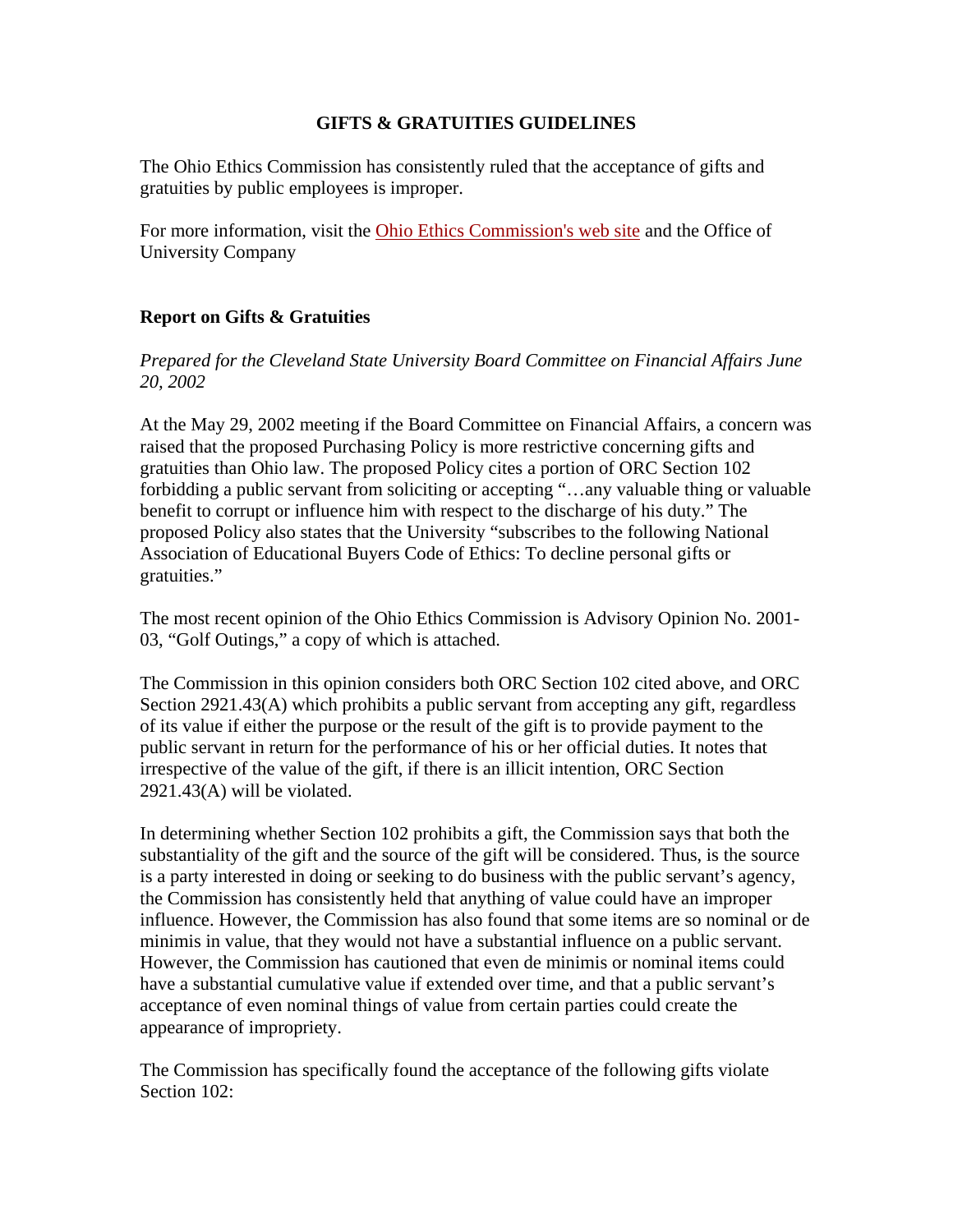## GIFTS & GRATUITIES GUIDELINES

The Ohio Ethics Commission has consistently ruled that the acceptance of gifts and gratuities by public employees is improper.

For more information, visit the Ohio Ethics Commission's web site and the Office of University Company

### Report on Gifts & Gratuities

*Prepared for the Cleveland State University Board Committee on Financial Affairs June 20, 2002*

At the May 29, 2002 meeting if the Board Committee on Financial Affairs, a concern was raised that the proposed Purchasing Policy is more restrictive concerning gifts and gratuities than Ohio law. The proposed Policy cites a portion of ORC Section 102 forbidding a public servant from soliciting or accepting "…any valuable thing or valuable benefit to corrupt or influence him with respect to the discharge of his duty." The proposed Policy also states that the University "subscribes to the following National Association of Educational Buyers Code of Ethics: To decline personal gifts or gratuities."

The most recent opinion of the Ohio Ethics Commission is Advisory Opinion No. 2001-03, "Golf Outings," a copy of which is attached.

The Commission in this opinion considers both ORC Section 102 cited above, and ORC Section 2921.43(A) which prohibits a public servant from accepting any gift, regardless of its value if either the purpose or the result of the gift is to provide payment to the public servant in return for the performance of his or her official duties. It notes that irrespective of the value of the gift, if there is an illicit intention, ORC Section 2921.43(A) will be violated.

In determining whether Section 102 prohibits a gift, the Commission says that both the substantiality of the gift and the source of the gift will be considered. Thus, is the source is a party interested in doing or seeking to do business with the public servant's agency, the Commission has consistently held that anything of value could have an improper influence. However, the Commission has also found that some items are so nominal or de minimis in value, that they would not have a substantial influence on a public servant. However, the Commission has cautioned that even de minimis or nominal items could have a substantial cumulative value if extended over time, and that a public servant's acceptance of even nominal things of value from certain parties could create the appearance of impropriety.

The Commission has specifically found the acceptance of the following gifts violate Section 102: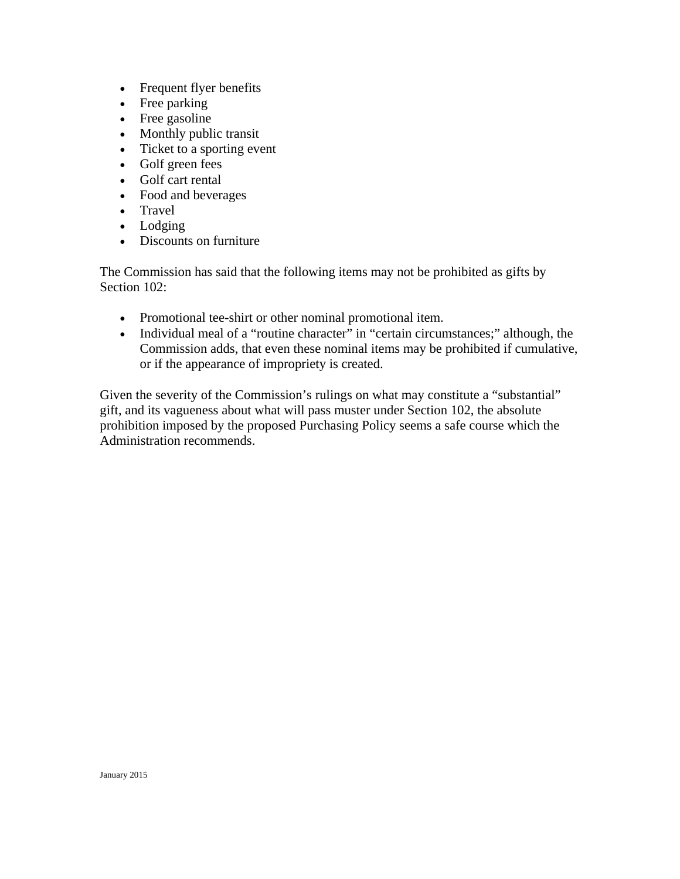- Frequent flyer benefits
- Free parking
- Free gasoline
- Monthly public transit
- Ticket to a sporting event
- Golf green fees
- Golf cart rental
- Food and beverages
- Travel
- Lodging
- Discounts on furniture

The Commission has said that the following items may not be prohibited as gifts by Section 102:

- Promotional tee-shirt or other nominal promotional item.
- Individual meal of a "routine character" in "certain circumstances;" although, the Commission adds, that even these nominal items may be prohibited if cumulative, or if the appearance of impropriety is created.

Given the severity of the Commission's rulings on what may constitute a "substantial" gift, and its vagueness about what will pass muster under Section 102, the absolute prohibition imposed by the proposed Purchasing Policy seems a safe course which the Administration recommends.

January 2015